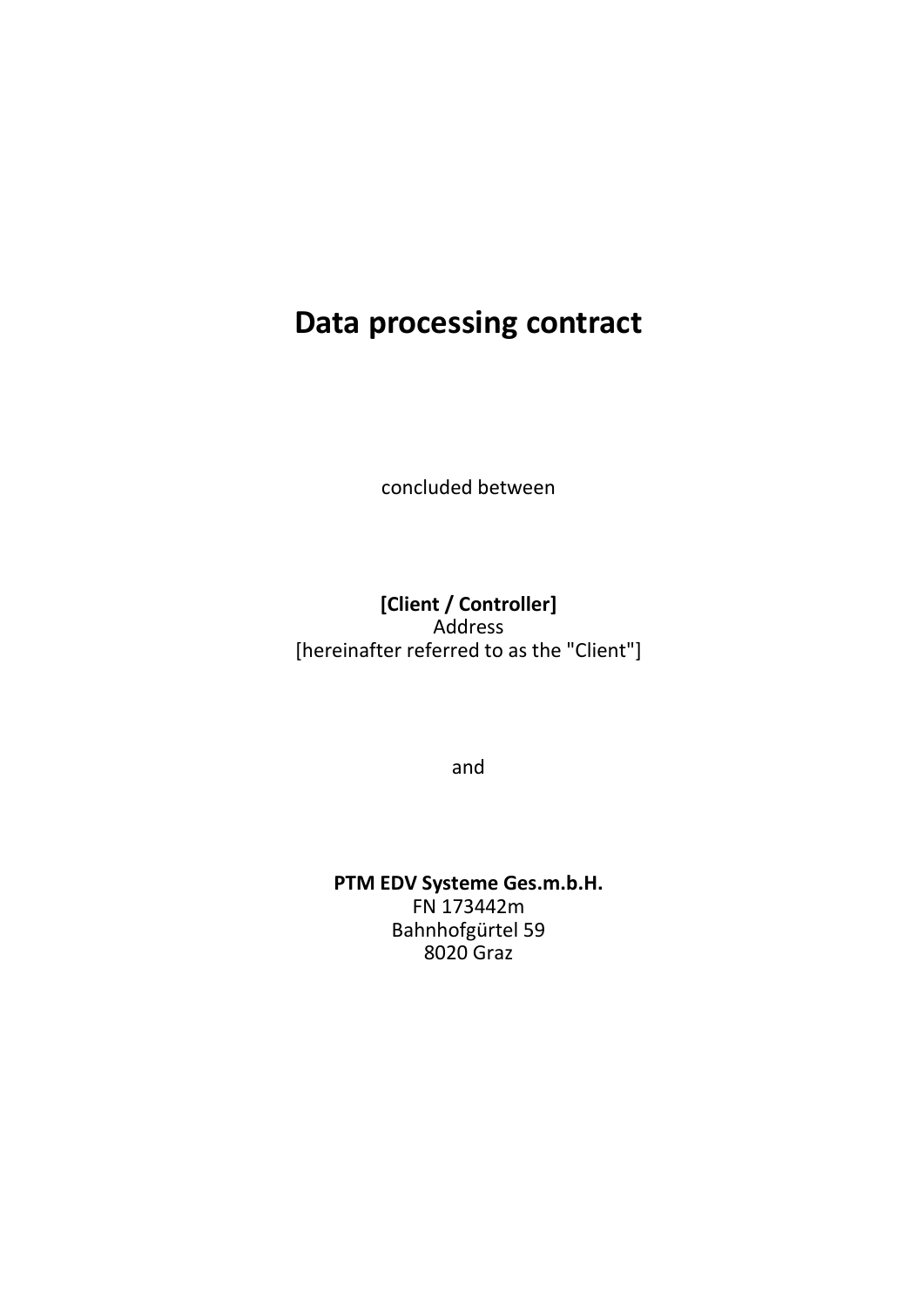# Data processing contract

concluded between

**[Client / Controller]**
Address
[hereinafter referred to as the "Client"]

and

**PTM EDV Systeme Ges.m.b.H.**
FN 173442m
Bahnhofgürtel 59
8020 Graz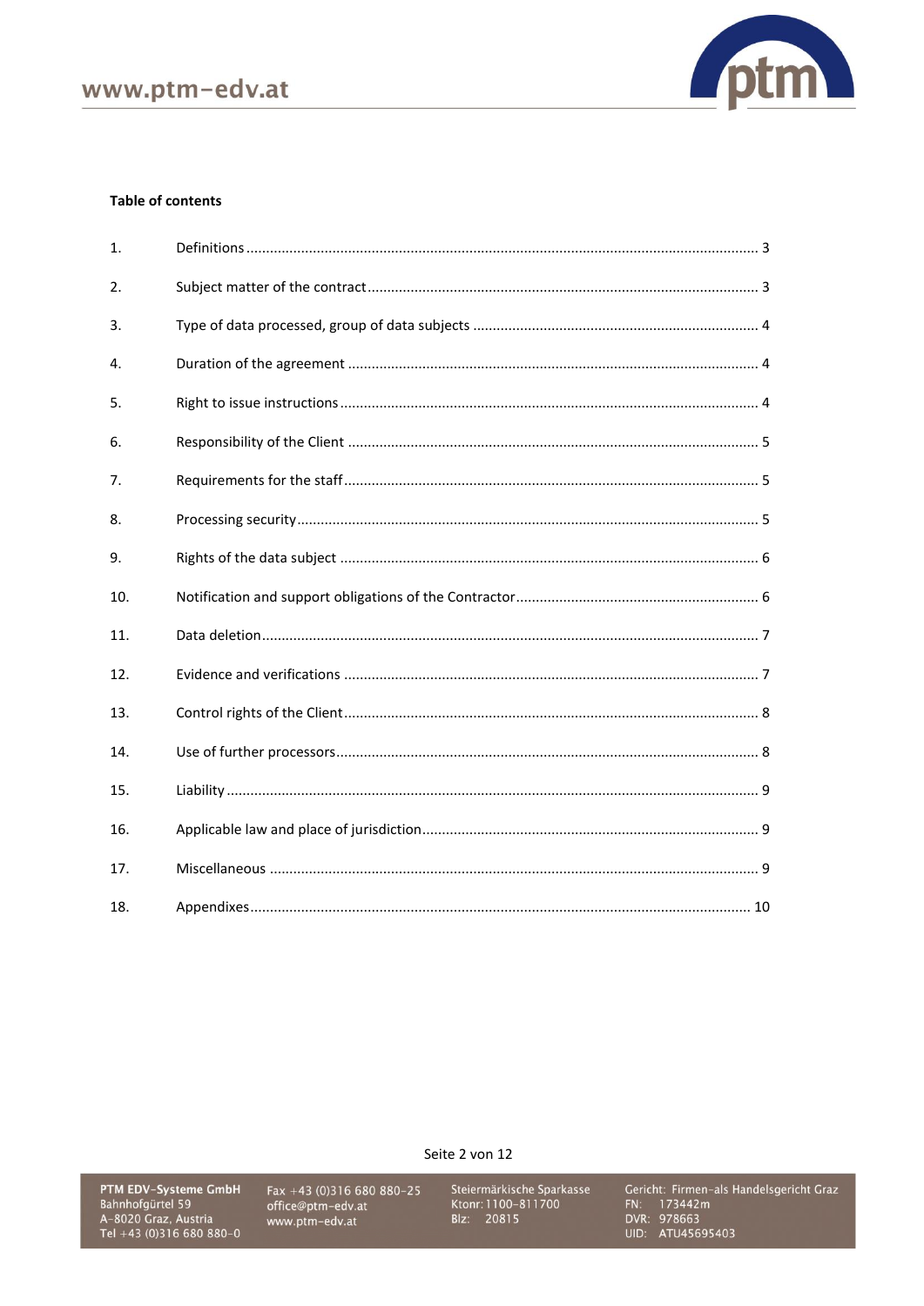**Table of contents**

| | | |
|---|---|---|
| 1. | Definitions | 3 |
| 2. | Subject matter of the contract | 3 |
| 3. | Type of data processed, group of data subjects | 4 |
| 4. | Duration of the agreement | 4 |
| 5. | Right to issue instructions | 4 |
| 6. | Responsibility of the Client | 5 |
| 7. | Requirements for the staff | 5 |
| 8. | Processing security | 5 |
| 9. | Rights of the data subject | 6 |
| 10. | Notification and support obligations of the Contractor | 6 |
| 11. | Data deletion | 7 |
| 12. | Evidence and verifications | 7 |
| 13. | Control rights of the Client | 8 |
| 14. | Use of further processors | 8 |
| 15. | Liability | 9 |
| 16. | Applicable law and place of jurisdiction | 9 |
| 17. | Miscellaneous | 9 |
| 18. | Appendixes | 10 |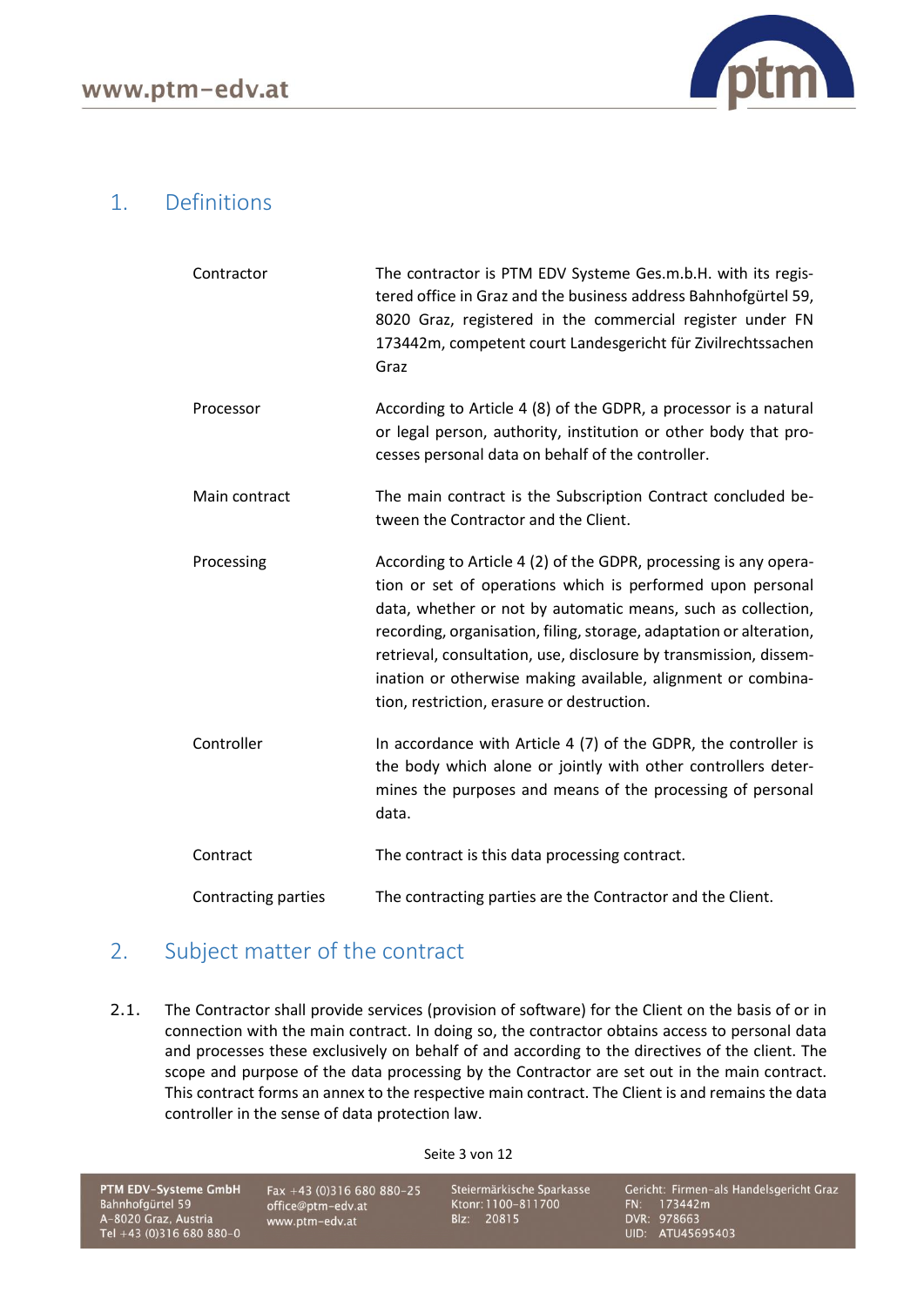## 1. Definitions

| | |
|---|---|
| Contractor | The contractor is PTM EDV Systeme Ges.m.b.H. with its registered office in Graz and the business address Bahnhofgürtel 59, 8020 Graz, registered in the commercial register under FN 173442m, competent court Landesgericht für Zivilrechtssachen Graz |
| Processor | According to Article 4 (8) of the GDPR, a processor is a natural or legal person, authority, institution or other body that processes personal data on behalf of the controller. |
| Main contract | The main contract is the Subscription Contract concluded between the Contractor and the Client. |
| Processing | According to Article 4 (2) of the GDPR, processing is any operation or set of operations which is performed upon personal data, whether or not by automatic means, such as collection, recording, organisation, filing, storage, adaptation or alteration, retrieval, consultation, use, disclosure by transmission, dissemination or otherwise making available, alignment or combination, restriction, erasure or destruction. |
| Controller | In accordance with Article 4 (7) of the GDPR, the controller is the body which alone or jointly with other controllers determines the purposes and means of the processing of personal data. |
| Contract | The contract is this data processing contract. |
| Contracting parties | The contracting parties are the Contractor and the Client. |

## 2. Subject matter of the contract

2.1. The Contractor shall provide services (provision of software) for the Client on the basis of or in connection with the main contract. In doing so, the contractor obtains access to personal data and processes these exclusively on behalf of and according to the directives of the client. The scope and purpose of the data processing by the Contractor are set out in the main contract. This contract forms an annex to the respective main contract. The Client is and remains the data controller in the sense of data protection law.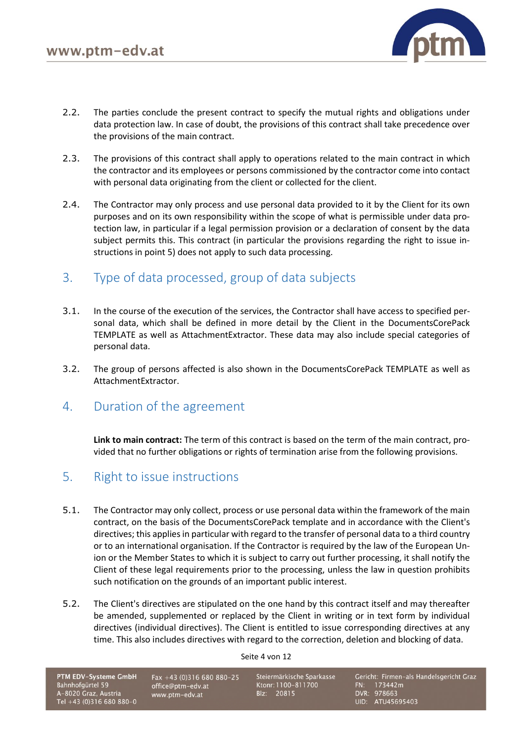2.2. The parties conclude the present contract to specify the mutual rights and obligations under data protection law. In case of doubt, the provisions of this contract shall take precedence over the provisions of the main contract.

2.3. The provisions of this contract shall apply to operations related to the main contract in which the contractor and its employees or persons commissioned by the contractor come into contact with personal data originating from the client or collected for the client.

2.4. The Contractor may only process and use personal data provided to it by the Client for its own purposes and on its own responsibility within the scope of what is permissible under data protection law, in particular if a legal permission provision or a declaration of consent by the data subject permits this. This contract (in particular the provisions regarding the right to issue instructions in point 5) does not apply to such data processing.

## 3. Type of data processed, group of data subjects

3.1. In the course of the execution of the services, the Contractor shall have access to specified personal data, which shall be defined in more detail by the Client in the DocumentsCorePack TEMPLATE as well as AttachmentExtractor. These data may also include special categories of personal data.

3.2. The group of persons affected is also shown in the DocumentsCorePack TEMPLATE as well as AttachmentExtractor.

## 4. Duration of the agreement

**Link to main contract:** The term of this contract is based on the term of the main contract, provided that no further obligations or rights of termination arise from the following provisions.

## 5. Right to issue instructions

5.1. The Contractor may only collect, process or use personal data within the framework of the main contract, on the basis of the DocumentsCorePack template and in accordance with the Client's directives; this applies in particular with regard to the transfer of personal data to a third country or to an international organisation. If the Contractor is required by the law of the European Union or the Member States to which it is subject to carry out further processing, it shall notify the Client of these legal requirements prior to the processing, unless the law in question prohibits such notification on the grounds of an important public interest.

5.2. The Client's directives are stipulated on the one hand by this contract itself and may thereafter be amended, supplemented or replaced by the Client in writing or in text form by individual directives (individual directives). The Client is entitled to issue corresponding directives at any time. This also includes directives with regard to the correction, deletion and blocking of data.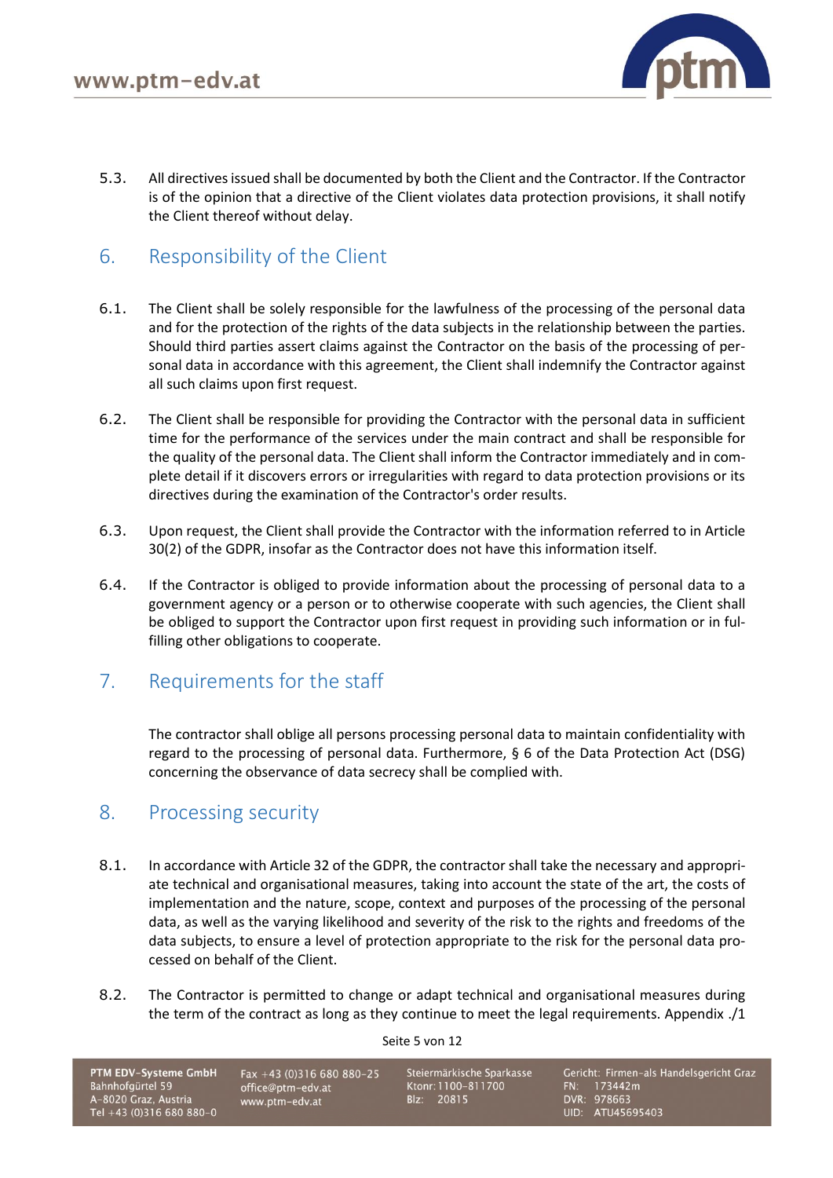5.3. All directives issued shall be documented by both the Client and the Contractor. If the Contractor is of the opinion that a directive of the Client violates data protection provisions, it shall notify the Client thereof without delay.

## 6. Responsibility of the Client

6.1. The Client shall be solely responsible for the lawfulness of the processing of the personal data and for the protection of the rights of the data subjects in the relationship between the parties. Should third parties assert claims against the Contractor on the basis of the processing of personal data in accordance with this agreement, the Client shall indemnify the Contractor against all such claims upon first request.

6.2. The Client shall be responsible for providing the Contractor with the personal data in sufficient time for the performance of the services under the main contract and shall be responsible for the quality of the personal data. The Client shall inform the Contractor immediately and in complete detail if it discovers errors or irregularities with regard to data protection provisions or its directives during the examination of the Contractor's order results.

6.3. Upon request, the Client shall provide the Contractor with the information referred to in Article 30(2) of the GDPR, insofar as the Contractor does not have this information itself.

6.4. If the Contractor is obliged to provide information about the processing of personal data to a government agency or a person or to otherwise cooperate with such agencies, the Client shall be obliged to support the Contractor upon first request in providing such information or in fulfilling other obligations to cooperate.

## 7. Requirements for the staff

The contractor shall oblige all persons processing personal data to maintain confidentiality with regard to the processing of personal data. Furthermore, § 6 of the Data Protection Act (DSG) concerning the observance of data secrecy shall be complied with.

## 8. Processing security

8.1. In accordance with Article 32 of the GDPR, the contractor shall take the necessary and appropriate technical and organisational measures, taking into account the state of the art, the costs of implementation and the nature, scope, context and purposes of the processing of the personal data, as well as the varying likelihood and severity of the risk to the rights and freedoms of the data subjects, to ensure a level of protection appropriate to the risk for the personal data processed on behalf of the Client.

8.2. The Contractor is permitted to change or adapt technical and organisational measures during the term of the contract as long as they continue to meet the legal requirements. Appendix ./1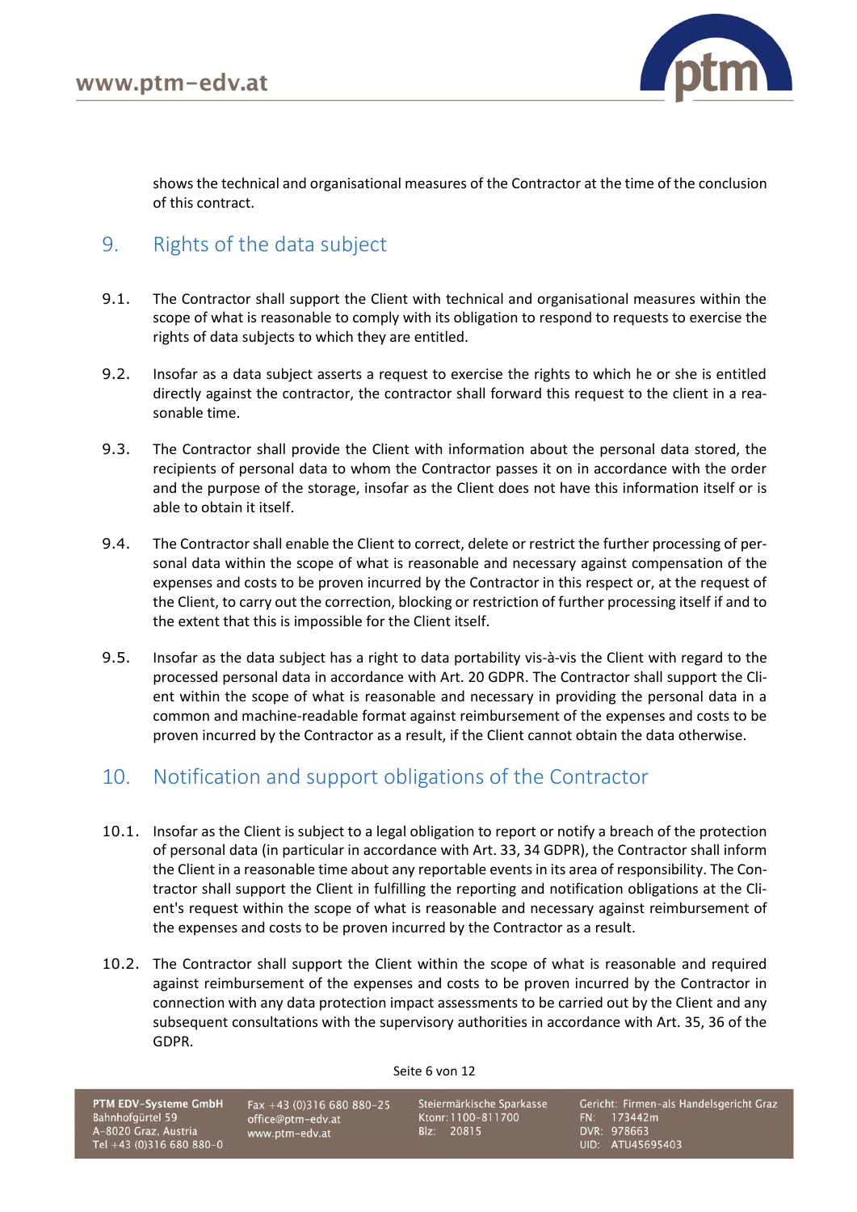shows the technical and organisational measures of the Contractor at the time of the conclusion of this contract.

## 9. Rights of the data subject

9.1. The Contractor shall support the Client with technical and organisational measures within the scope of what is reasonable to comply with its obligation to respond to requests to exercise the rights of data subjects to which they are entitled.

9.2. Insofar as a data subject asserts a request to exercise the rights to which he or she is entitled directly against the contractor, the contractor shall forward this request to the client in a reasonable time.

9.3. The Contractor shall provide the Client with information about the personal data stored, the recipients of personal data to whom the Contractor passes it on in accordance with the order and the purpose of the storage, insofar as the Client does not have this information itself or is able to obtain it itself.

9.4. The Contractor shall enable the Client to correct, delete or restrict the further processing of personal data within the scope of what is reasonable and necessary against compensation of the expenses and costs to be proven incurred by the Contractor in this respect or, at the request of the Client, to carry out the correction, blocking or restriction of further processing itself if and to the extent that this is impossible for the Client itself.

9.5. Insofar as the data subject has a right to data portability vis-à-vis the Client with regard to the processed personal data in accordance with Art. 20 GDPR. The Contractor shall support the Client within the scope of what is reasonable and necessary in providing the personal data in a common and machine-readable format against reimbursement of the expenses and costs to be proven incurred by the Contractor as a result, if the Client cannot obtain the data otherwise.

## 10. Notification and support obligations of the Contractor

10.1. Insofar as the Client is subject to a legal obligation to report or notify a breach of the protection of personal data (in particular in accordance with Art. 33, 34 GDPR), the Contractor shall inform the Client in a reasonable time about any reportable events in its area of responsibility. The Contractor shall support the Client in fulfilling the reporting and notification obligations at the Client's request within the scope of what is reasonable and necessary against reimbursement of the expenses and costs to be proven incurred by the Contractor as a result.

10.2. The Contractor shall support the Client within the scope of what is reasonable and required against reimbursement of the expenses and costs to be proven incurred by the Contractor in connection with any data protection impact assessments to be carried out by the Client and any subsequent consultations with the supervisory authorities in accordance with Art. 35, 36 of the GDPR.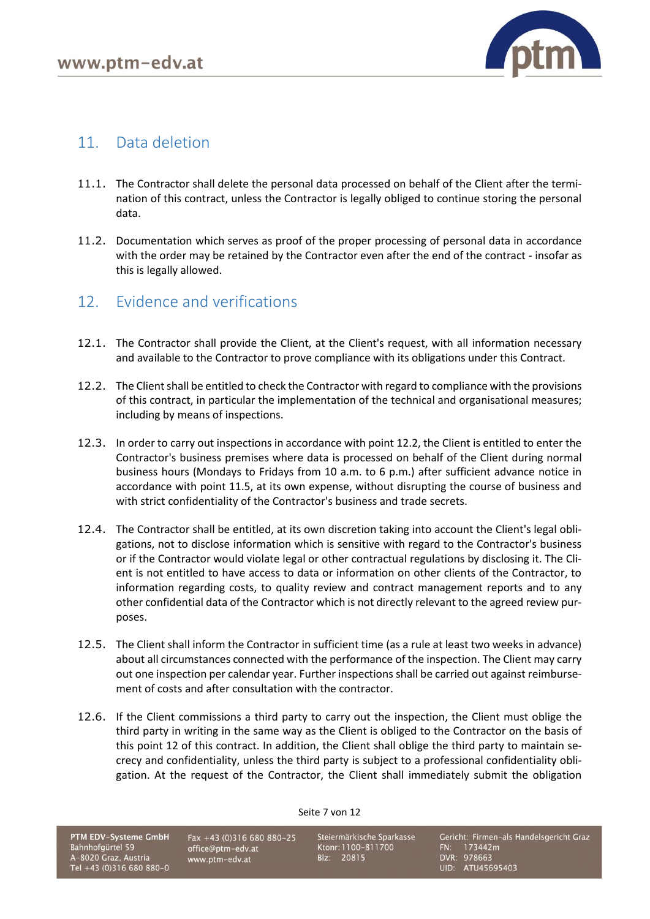## 11. Data deletion

11.1. The Contractor shall delete the personal data processed on behalf of the Client after the termination of this contract, unless the Contractor is legally obliged to continue storing the personal data.

11.2. Documentation which serves as proof of the proper processing of personal data in accordance with the order may be retained by the Contractor even after the end of the contract - insofar as this is legally allowed.

## 12. Evidence and verifications

12.1. The Contractor shall provide the Client, at the Client's request, with all information necessary and available to the Contractor to prove compliance with its obligations under this Contract.

12.2. The Client shall be entitled to check the Contractor with regard to compliance with the provisions of this contract, in particular the implementation of the technical and organisational measures; including by means of inspections.

12.3. In order to carry out inspections in accordance with point 12.2, the Client is entitled to enter the Contractor's business premises where data is processed on behalf of the Client during normal business hours (Mondays to Fridays from 10 a.m. to 6 p.m.) after sufficient advance notice in accordance with point 11.5, at its own expense, without disrupting the course of business and with strict confidentiality of the Contractor's business and trade secrets.

12.4. The Contractor shall be entitled, at its own discretion taking into account the Client's legal obligations, not to disclose information which is sensitive with regard to the Contractor's business or if the Contractor would violate legal or other contractual regulations by disclosing it. The Client is not entitled to have access to data or information on other clients of the Contractor, to information regarding costs, to quality review and contract management reports and to any other confidential data of the Contractor which is not directly relevant to the agreed review purposes.

12.5. The Client shall inform the Contractor in sufficient time (as a rule at least two weeks in advance) about all circumstances connected with the performance of the inspection. The Client may carry out one inspection per calendar year. Further inspections shall be carried out against reimbursement of costs and after consultation with the contractor.

12.6. If the Client commissions a third party to carry out the inspection, the Client must oblige the third party in writing in the same way as the Client is obliged to the Contractor on the basis of this point 12 of this contract. In addition, the Client shall oblige the third party to maintain secrecy and confidentiality, unless the third party is subject to a professional confidentiality obligation. At the request of the Contractor, the Client shall immediately submit the obligation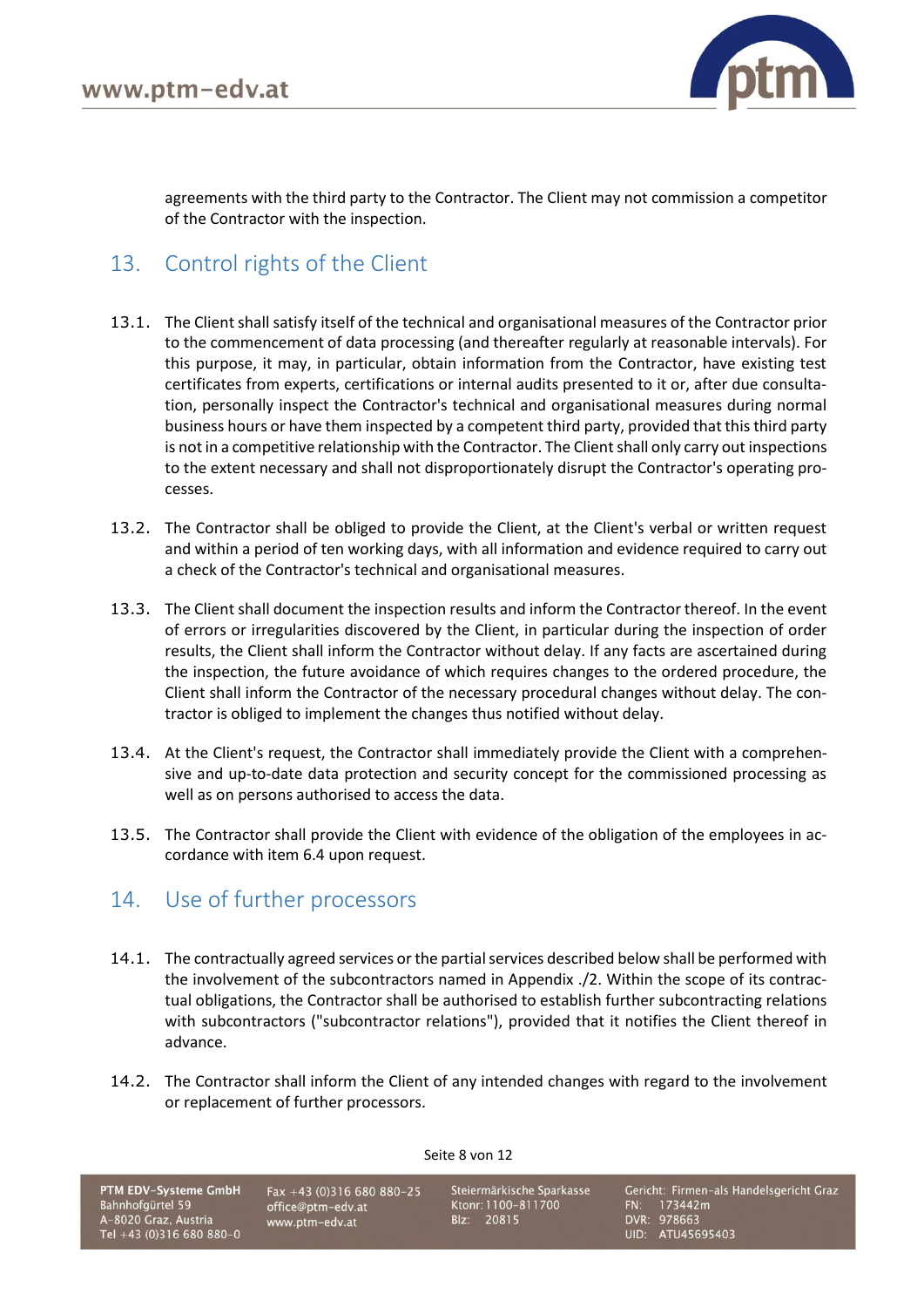agreements with the third party to the Contractor. The Client may not commission a competitor of the Contractor with the inspection.

## 13. Control rights of the Client

13.1. The Client shall satisfy itself of the technical and organisational measures of the Contractor prior to the commencement of data processing (and thereafter regularly at reasonable intervals). For this purpose, it may, in particular, obtain information from the Contractor, have existing test certificates from experts, certifications or internal audits presented to it or, after due consultation, personally inspect the Contractor's technical and organisational measures during normal business hours or have them inspected by a competent third party, provided that this third party is not in a competitive relationship with the Contractor. The Client shall only carry out inspections to the extent necessary and shall not disproportionately disrupt the Contractor's operating processes.

13.2. The Contractor shall be obliged to provide the Client, at the Client's verbal or written request and within a period of ten working days, with all information and evidence required to carry out a check of the Contractor's technical and organisational measures.

13.3. The Client shall document the inspection results and inform the Contractor thereof. In the event of errors or irregularities discovered by the Client, in particular during the inspection of order results, the Client shall inform the Contractor without delay. If any facts are ascertained during the inspection, the future avoidance of which requires changes to the ordered procedure, the Client shall inform the Contractor of the necessary procedural changes without delay. The contractor is obliged to implement the changes thus notified without delay.

13.4. At the Client's request, the Contractor shall immediately provide the Client with a comprehensive and up-to-date data protection and security concept for the commissioned processing as well as on persons authorised to access the data.

13.5. The Contractor shall provide the Client with evidence of the obligation of the employees in accordance with item 6.4 upon request.

## 14. Use of further processors

14.1. The contractually agreed services or the partial services described below shall be performed with the involvement of the subcontractors named in Appendix ./2. Within the scope of its contractual obligations, the Contractor shall be authorised to establish further subcontracting relations with subcontractors ("subcontractor relations"), provided that it notifies the Client thereof in advance.

14.2. The Contractor shall inform the Client of any intended changes with regard to the involvement or replacement of further processors.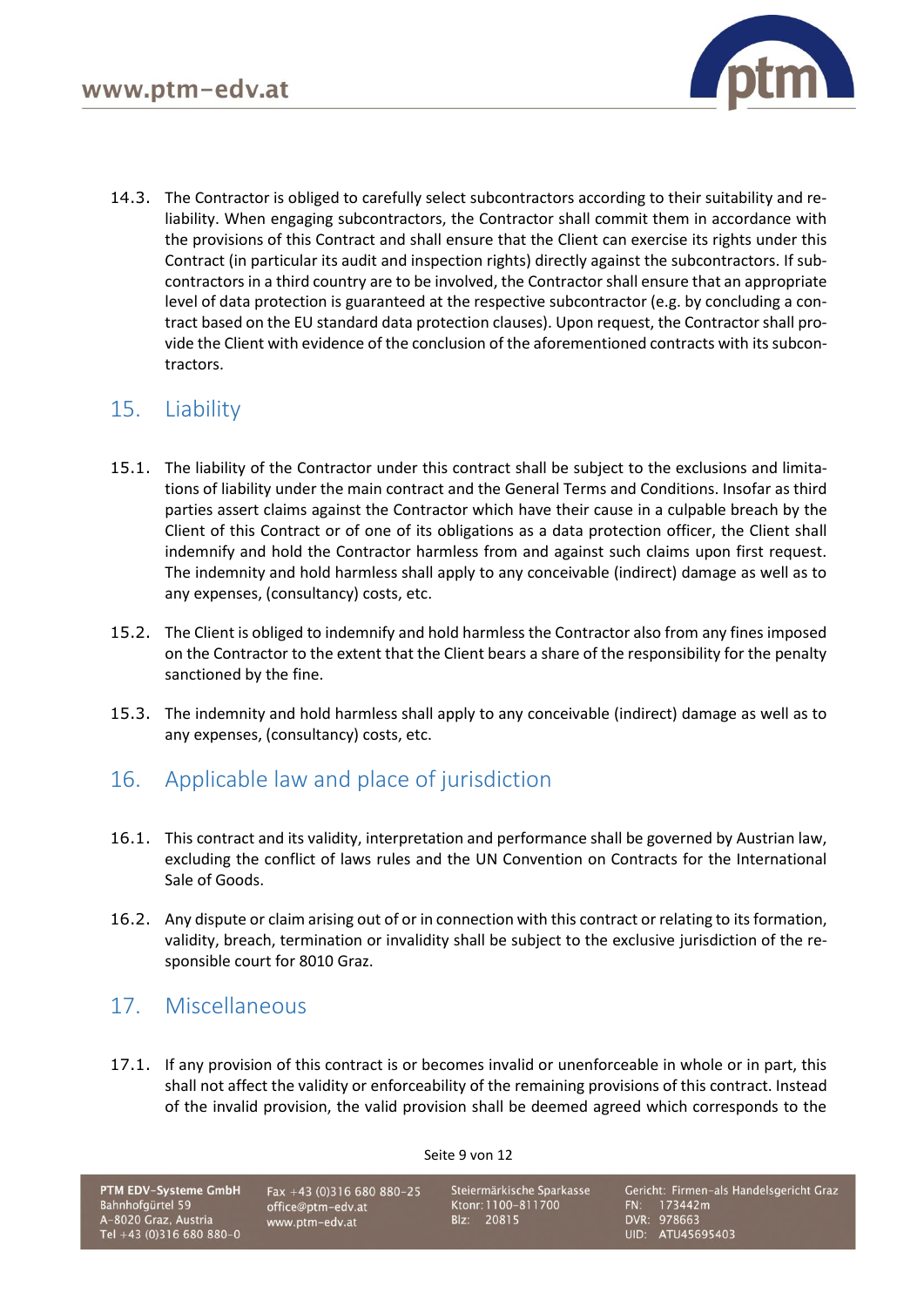14.3. The Contractor is obliged to carefully select subcontractors according to their suitability and reliability. When engaging subcontractors, the Contractor shall commit them in accordance with the provisions of this Contract and shall ensure that the Client can exercise its rights under this Contract (in particular its audit and inspection rights) directly against the subcontractors. If subcontractors in a third country are to be involved, the Contractor shall ensure that an appropriate level of data protection is guaranteed at the respective subcontractor (e.g. by concluding a contract based on the EU standard data protection clauses). Upon request, the Contractor shall provide the Client with evidence of the conclusion of the aforementioned contracts with its subcontractors.

## 15. Liability

15.1. The liability of the Contractor under this contract shall be subject to the exclusions and limitations of liability under the main contract and the General Terms and Conditions. Insofar as third parties assert claims against the Contractor which have their cause in a culpable breach by the Client of this Contract or of one of its obligations as a data protection officer, the Client shall indemnify and hold the Contractor harmless from and against such claims upon first request. The indemnity and hold harmless shall apply to any conceivable (indirect) damage as well as to any expenses, (consultancy) costs, etc.

15.2. The Client is obliged to indemnify and hold harmless the Contractor also from any fines imposed on the Contractor to the extent that the Client bears a share of the responsibility for the penalty sanctioned by the fine.

15.3. The indemnity and hold harmless shall apply to any conceivable (indirect) damage as well as to any expenses, (consultancy) costs, etc.

## 16. Applicable law and place of jurisdiction

16.1. This contract and its validity, interpretation and performance shall be governed by Austrian law, excluding the conflict of laws rules and the UN Convention on Contracts for the International Sale of Goods.

16.2. Any dispute or claim arising out of or in connection with this contract or relating to its formation, validity, breach, termination or invalidity shall be subject to the exclusive jurisdiction of the responsible court for 8010 Graz.

## 17. Miscellaneous

17.1. If any provision of this contract is or becomes invalid or unenforceable in whole or in part, this shall not affect the validity or enforceability of the remaining provisions of this contract. Instead of the invalid provision, the valid provision shall be deemed agreed which corresponds to the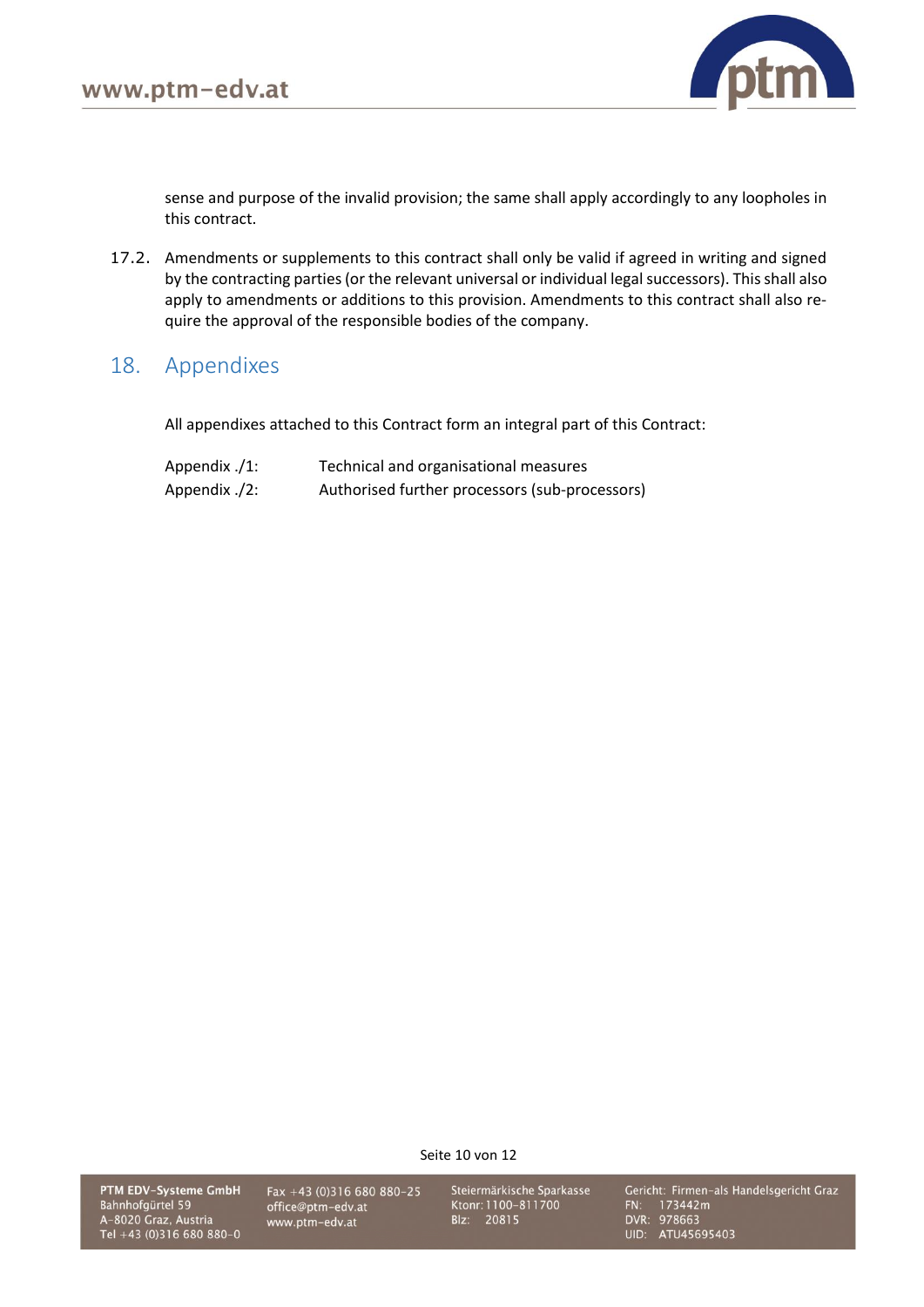sense and purpose of the invalid provision; the same shall apply accordingly to any loopholes in this contract.

17.2. Amendments or supplements to this contract shall only be valid if agreed in writing and signed by the contracting parties (or the relevant universal or individual legal successors). This shall also apply to amendments or additions to this provision. Amendments to this contract shall also require the approval of the responsible bodies of the company.

## 18. Appendixes

All appendixes attached to this Contract form an integral part of this Contract:

| | |
|---|---|
| Appendix ./1: | Technical and organisational measures |
| Appendix ./2: | Authorised further processors (sub-processors) |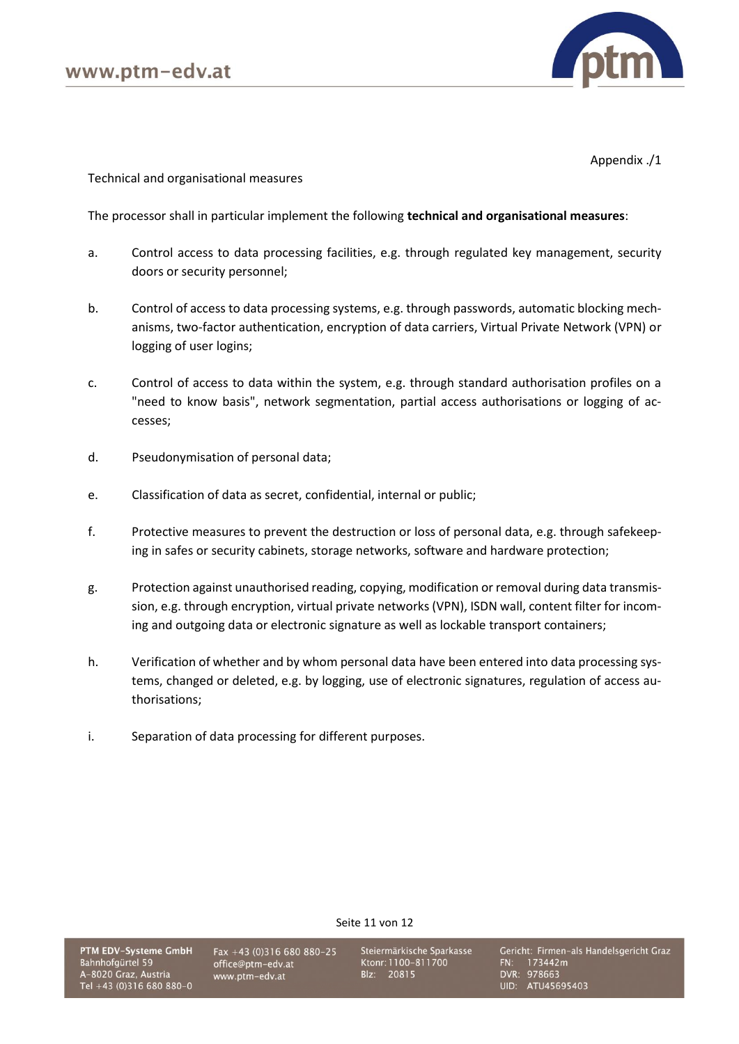Appendix ./1

Technical and organisational measures

The processor shall in particular implement the following **technical and organisational measures**:

a. Control access to data processing facilities, e.g. through regulated key management, security doors or security personnel;

b. Control of access to data processing systems, e.g. through passwords, automatic blocking mechanisms, two-factor authentication, encryption of data carriers, Virtual Private Network (VPN) or logging of user logins;

c. Control of access to data within the system, e.g. through standard authorisation profiles on a "need to know basis", network segmentation, partial access authorisations or logging of accesses;

d. Pseudonymisation of personal data;

e. Classification of data as secret, confidential, internal or public;

f. Protective measures to prevent the destruction or loss of personal data, e.g. through safekeeping in safes or security cabinets, storage networks, software and hardware protection;

g. Protection against unauthorised reading, copying, modification or removal during data transmission, e.g. through encryption, virtual private networks (VPN), ISDN wall, content filter for incoming and outgoing data or electronic signature as well as lockable transport containers;

h. Verification of whether and by whom personal data have been entered into data processing systems, changed or deleted, e.g. by logging, use of electronic signatures, regulation of access authorisations;

i. Separation of data processing for different purposes.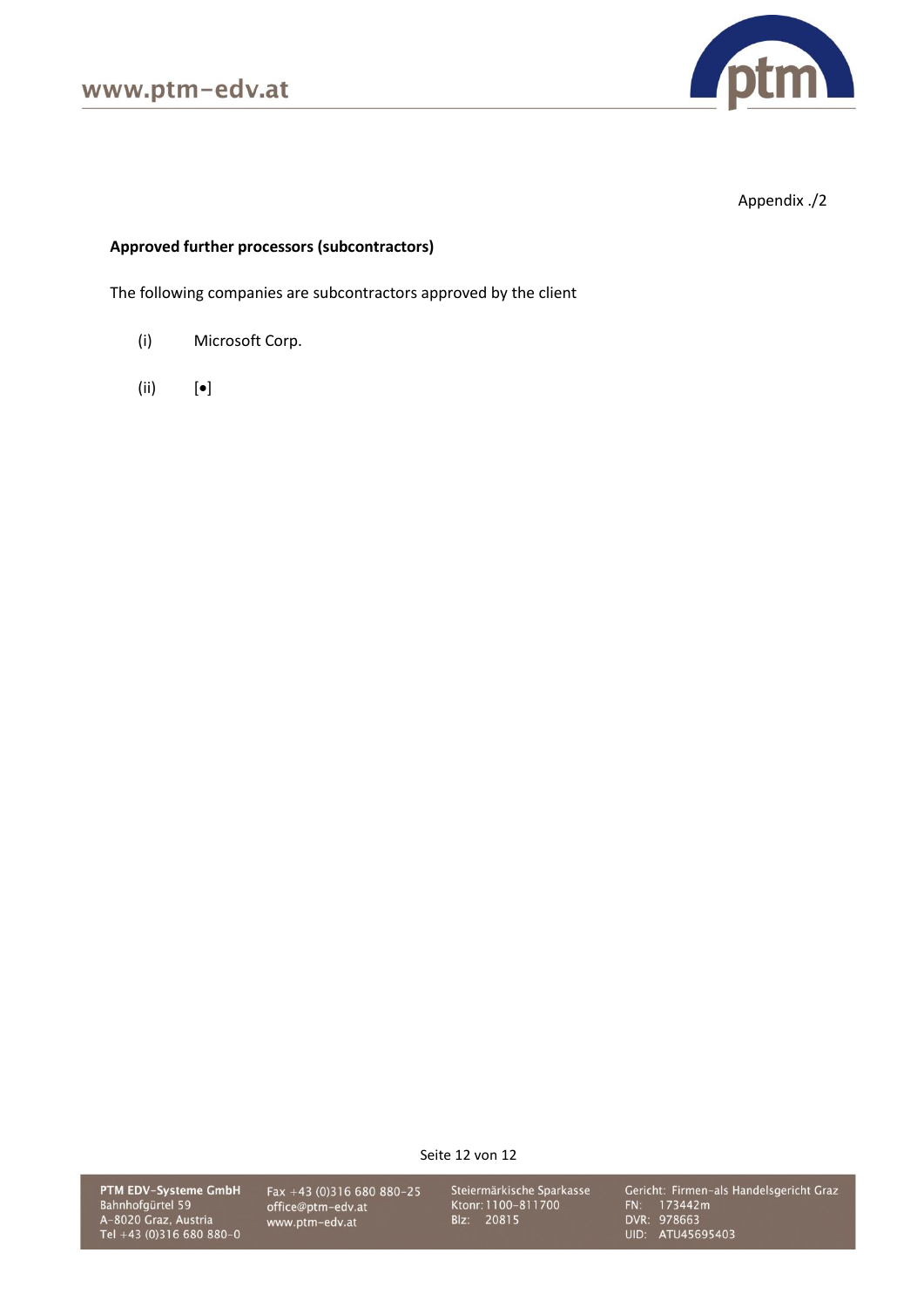Appendix ./2

**Approved further processors (subcontractors)**

The following companies are subcontractors approved by the client

(i) Microsoft Corp.

(ii) [•]